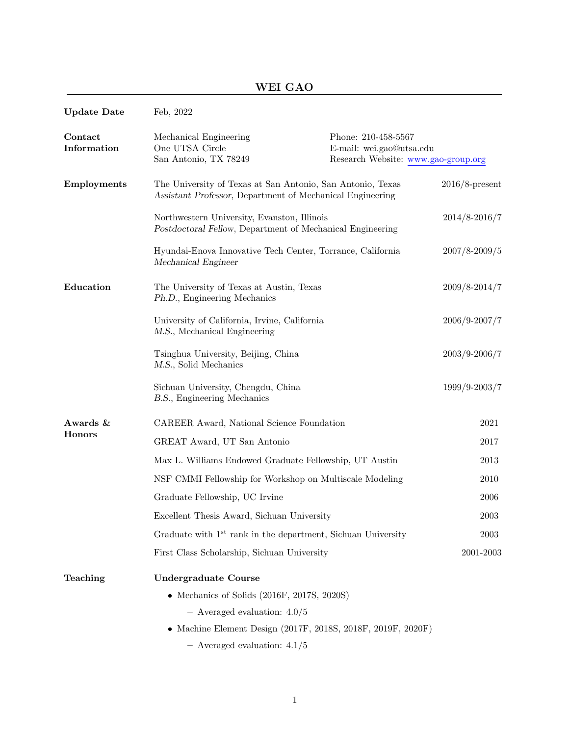# WEI GAO

**Update Date**

Feb, 2022

**Contact Information**

Mechanical Engineering
One UTSA Circle
San Antonio, TX 78249

Phone: 210-458-5567
E-mail: wei.gao@utsa.edu
Research Website: [www.gao-group.org](www.gao-group.org)

## Employments

The University of Texas at San Antonio, San Antonio, Texas — 2016/8-present
*Assistant Professor*, Department of Mechanical Engineering

Northwestern University, Evanston, Illinois — 2014/8-2016/7
*Postdoctoral Fellow*, Department of Mechanical Engineering

Hyundai-Enova Innovative Tech Center, Torrance, California — 2007/8-2009/5
*Mechanical Engineer*

## Education

The University of Texas at Austin, Texas — 2009/8-2014/7
*Ph.D.*, Engineering Mechanics

University of California, Irvine, California — 2006/9-2007/7
*M.S.*, Mechanical Engineering

Tsinghua University, Beijing, China — 2003/9-2006/7
*M.S.*, Solid Mechanics

Sichuan University, Chengdu, China — 1999/9-2003/7
*B.S.*, Engineering Mechanics

## Awards & Honors

| Award | Year |
|---|---|
| CAREER Award, National Science Foundation | 2021 |
| GREAT Award, UT San Antonio | 2017 |
| Max L. Williams Endowed Graduate Fellowship, UT Austin | 2013 |
| NSF CMMI Fellowship for Workshop on Multiscale Modeling | 2010 |
| Graduate Fellowship, UC Irvine | 2006 |
| Excellent Thesis Award, Sichuan University | 2003 |
| Graduate with 1st rank in the department, Sichuan University | 2003 |
| First Class Scholarship, Sichuan University | 2001-2003 |

## Teaching

**Undergraduate Course**

- Mechanics of Solids (2016F, 2017S, 2020S)
  - Averaged evaluation: 4.0/5
- Machine Element Design (2017F, 2018S, 2018F, 2019F, 2020F)
  - Averaged evaluation: 4.1/5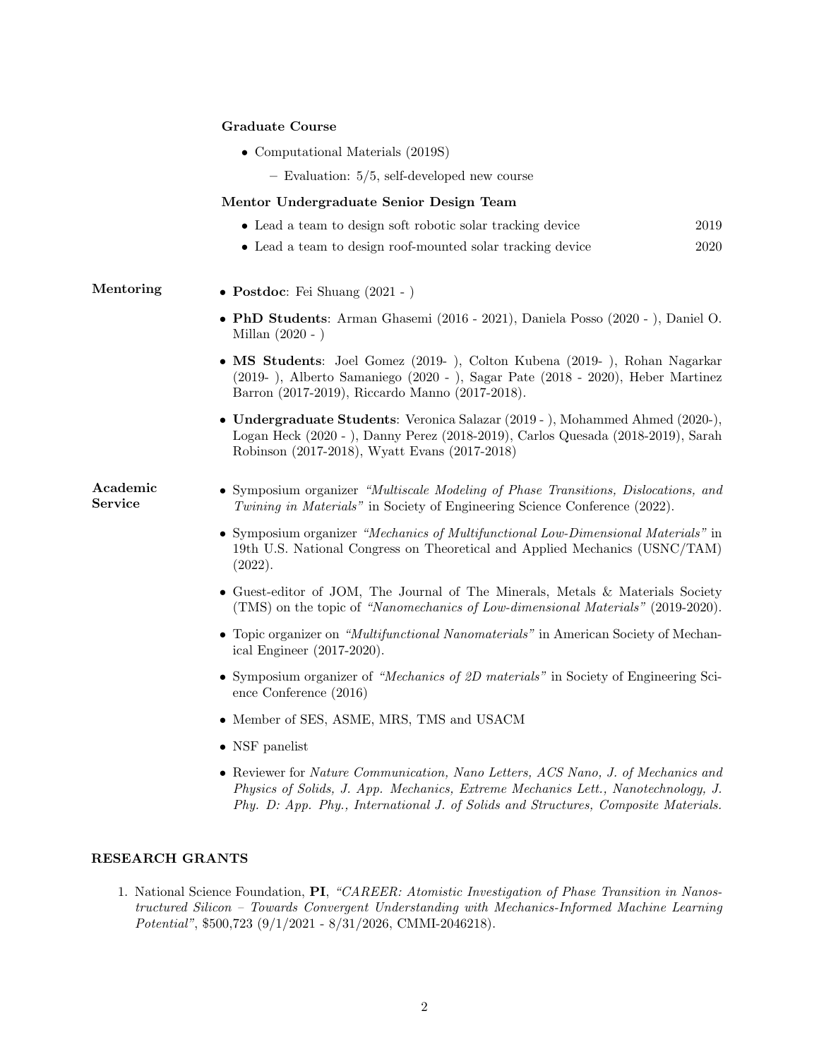**Graduate Course**

- Computational Materials (2019S)
  - Evaluation: 5/5, self-developed new course

**Mentor Undergraduate Senior Design Team**

- Lead a team to design soft robotic solar tracking device 2019
- Lead a team to design roof-mounted solar tracking device 2020

**Mentoring**

- **Postdoc**: Fei Shuang (2021 - )
- **PhD Students**: Arman Ghasemi (2016 - 2021), Daniela Posso (2020 - ), Daniel O. Millan (2020 - )
- **MS Students**: Joel Gomez (2019- ), Colton Kubena (2019- ), Rohan Nagarkar (2019- ), Alberto Samaniego (2020 - ), Sagar Pate (2018 - 2020), Heber Martinez Barron (2017-2019), Riccardo Manno (2017-2018).
- **Undergraduate Students**: Veronica Salazar (2019 - ), Mohammed Ahmed (2020-), Logan Heck (2020 - ), Danny Perez (2018-2019), Carlos Quesada (2018-2019), Sarah Robinson (2017-2018), Wyatt Evans (2017-2018)

**Academic Service**

- Symposium organizer *"Multiscale Modeling of Phase Transitions, Dislocations, and Twining in Materials"* in Society of Engineering Science Conference (2022).
- Symposium organizer *"Mechanics of Multifunctional Low-Dimensional Materials"* in 19th U.S. National Congress on Theoretical and Applied Mechanics (USNC/TAM) (2022).
- Guest-editor of JOM, The Journal of The Minerals, Metals & Materials Society (TMS) on the topic of *"Nanomechanics of Low-dimensional Materials"* (2019-2020).
- Topic organizer on *"Multifunctional Nanomaterials"* in American Society of Mechanical Engineer (2017-2020).
- Symposium organizer of *"Mechanics of 2D materials"* in Society of Engineering Science Conference (2016)
- Member of SES, ASME, MRS, TMS and USACM
- NSF panelist
- Reviewer for *Nature Communication, Nano Letters, ACS Nano, J. of Mechanics and Physics of Solids, J. App. Mechanics, Extreme Mechanics Lett., Nanotechnology, J. Phy. D: App. Phy., International J. of Solids and Structures, Composite Materials.*

## RESEARCH GRANTS

1. National Science Foundation, **PI**, *"CAREER: Atomistic Investigation of Phase Transition in Nanostructured Silicon – Towards Convergent Understanding with Mechanics-Informed Machine Learning Potential"*, $500,723 (9/1/2021 - 8/31/2026, CMMI-2046218).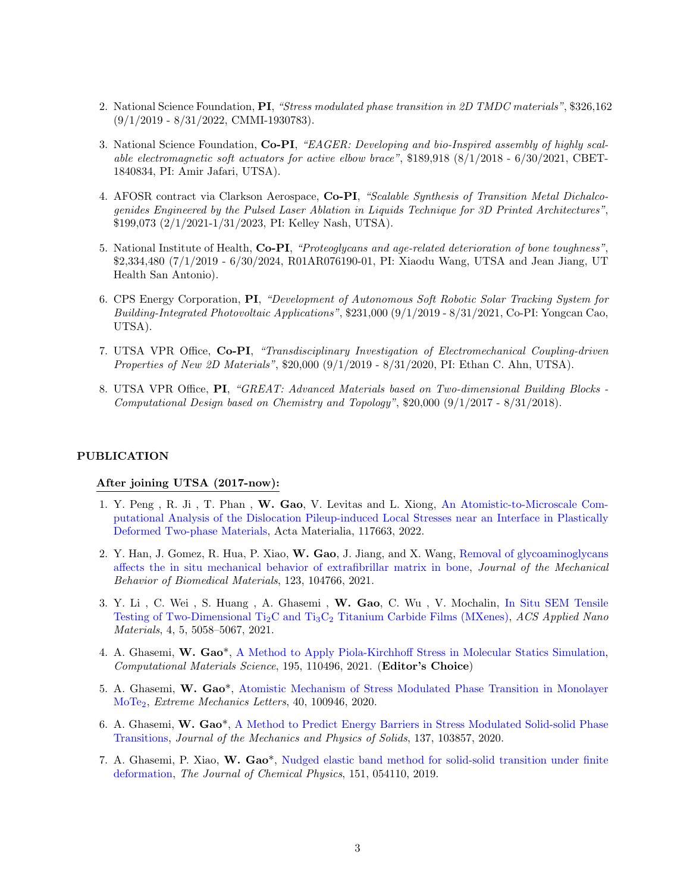2. National Science Foundation, **PI**, *"Stress modulated phase transition in 2D TMDC materials"*, $326,162 (9/1/2019 - 8/31/2022, CMMI-1930783).

3. National Science Foundation, **Co-PI**, *"EAGER: Developing and bio-Inspired assembly of highly scalable electromagnetic soft actuators for active elbow brace"*, $189,918 (8/1/2018 - 6/30/2021, CBET-1840834, PI: Amir Jafari, UTSA).

4. AFOSR contract via Clarkson Aerospace, **Co-PI**, *"Scalable Synthesis of Transition Metal Dichalcogenides Engineered by the Pulsed Laser Ablation in Liquids Technique for 3D Printed Architectures"*, $199,073 (2/1/2021-1/31/2023, PI: Kelley Nash, UTSA).

5. National Institute of Health, **Co-PI**, *"Proteoglycans and age-related deterioration of bone toughness"*, $2,334,480 (7/1/2019 - 6/30/2024, R01AR076190-01, PI: Xiaodu Wang, UTSA and Jean Jiang, UT Health San Antonio).

6. CPS Energy Corporation, **PI**, *"Development of Autonomous Soft Robotic Solar Tracking System for Building-Integrated Photovoltaic Applications"*, $231,000 (9/1/2019 - 8/31/2021, Co-PI: Yongcan Cao, UTSA).

7. UTSA VPR Office, **Co-PI**, *"Transdisciplinary Investigation of Electromechanical Coupling-driven Properties of New 2D Materials"*, $20,000 (9/1/2019 - 8/31/2020, PI: Ethan C. Ahn, UTSA).

8. UTSA VPR Office, **PI**, *"GREAT: Advanced Materials based on Two-dimensional Building Blocks - Computational Design based on Chemistry and Topology"*, $20,000 (9/1/2017 - 8/31/2018).

## PUBLICATION

### After joining UTSA (2017-now):

1. Y. Peng , R. Ji , T. Phan , **W. Gao**, V. Levitas and L. Xiong, An Atomistic-to-Microscale Computational Analysis of the Dislocation Pileup-induced Local Stresses near an Interface in Plastically Deformed Two-phase Materials, Acta Materialia, 117663, 2022.

2. Y. Han, J. Gomez, R. Hua, P. Xiao, **W. Gao**, J. Jiang, and X. Wang, Removal of glycoaminoglycans affects the in situ mechanical behavior of extrafibrillar matrix in bone, *Journal of the Mechanical Behavior of Biomedical Materials*, 123, 104766, 2021.

3. Y. Li , C. Wei , S. Huang , A. Ghasemi , **W. Gao**, C. Wu , V. Mochalin, In Situ SEM Tensile Testing of Two-Dimensional $Ti_2C$ and $Ti_3C_2$ Titanium Carbide Films (MXenes), *ACS Applied Nano Materials*, 4, 5, 5058–5067, 2021.

4. A. Ghasemi, **W. Gao***, A Method to Apply Piola-Kirchhoff Stress in Molecular Statics Simulation, *Computational Materials Science*, 195, 110496, 2021. (**Editor's Choice**)

5. A. Ghasemi, **W. Gao***, Atomistic Mechanism of Stress Modulated Phase Transition in Monolayer $MoTe_2$, *Extreme Mechanics Letters*, 40, 100946, 2020.

6. A. Ghasemi, **W. Gao***, A Method to Predict Energy Barriers in Stress Modulated Solid-solid Phase Transitions, *Journal of the Mechanics and Physics of Solids*, 137, 103857, 2020.

7. A. Ghasemi, P. Xiao, **W. Gao***, Nudged elastic band method for solid-solid transition under finite deformation, *The Journal of Chemical Physics*, 151, 054110, 2019.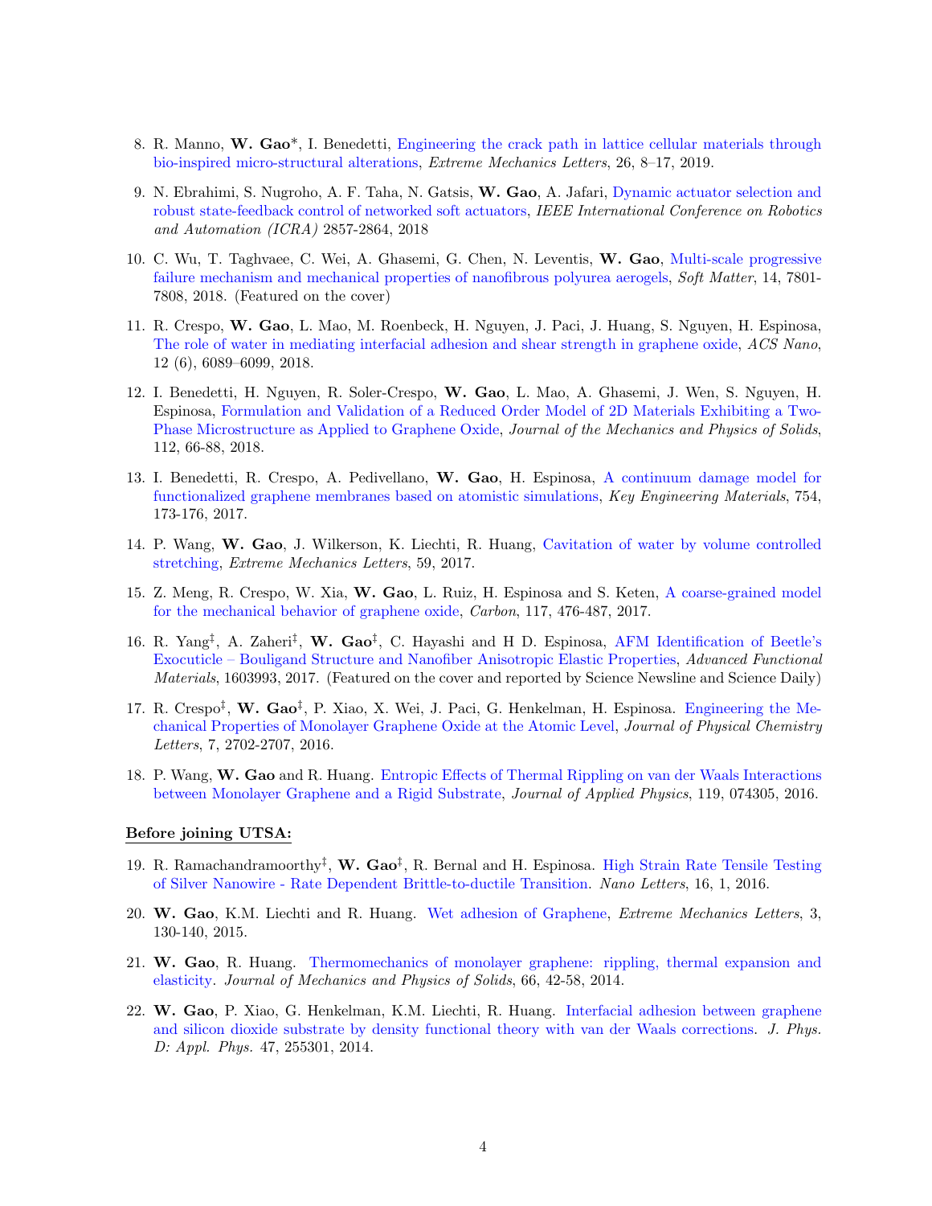8. R. Manno, **W. Gao***, I. Benedetti, Engineering the crack path in lattice cellular materials through bio-inspired micro-structural alterations, *Extreme Mechanics Letters*, 26, 8–17, 2019.

9. N. Ebrahimi, S. Nugroho, A. F. Taha, N. Gatsis, **W. Gao**, A. Jafari, Dynamic actuator selection and robust state-feedback control of networked soft actuators, *IEEE International Conference on Robotics and Automation (ICRA)* 2857-2864, 2018

10. C. Wu, T. Taghvaee, C. Wei, A. Ghasemi, G. Chen, N. Leventis, **W. Gao**, Multi-scale progressive failure mechanism and mechanical properties of nanofibrous polyurea aerogels, *Soft Matter*, 14, 7801-7808, 2018. (Featured on the cover)

11. R. Crespo, **W. Gao**, L. Mao, M. Roenbeck, H. Nguyen, J. Paci, J. Huang, S. Nguyen, H. Espinosa, The role of water in mediating interfacial adhesion and shear strength in graphene oxide, *ACS Nano*, 12 (6), 6089–6099, 2018.

12. I. Benedetti, H. Nguyen, R. Soler-Crespo, **W. Gao**, L. Mao, A. Ghasemi, J. Wen, S. Nguyen, H. Espinosa, Formulation and Validation of a Reduced Order Model of 2D Materials Exhibiting a Two-Phase Microstructure as Applied to Graphene Oxide, *Journal of the Mechanics and Physics of Solids*, 112, 66-88, 2018.

13. I. Benedetti, R. Crespo, A. Pedivellano, **W. Gao**, H. Espinosa, A continuum damage model for functionalized graphene membranes based on atomistic simulations, *Key Engineering Materials*, 754, 173-176, 2017.

14. P. Wang, **W. Gao**, J. Wilkerson, K. Liechti, R. Huang, Cavitation of water by volume controlled stretching, *Extreme Mechanics Letters*, 59, 2017.

15. Z. Meng, R. Crespo, W. Xia, **W. Gao**, L. Ruiz, H. Espinosa and S. Keten, A coarse-grained model for the mechanical behavior of graphene oxide, *Carbon*, 117, 476-487, 2017.

16. R. Yang‡, A. Zaheri‡, **W. Gao**‡, C. Hayashi and H D. Espinosa, AFM Identification of Beetle's Exocuticle – Bouligand Structure and Nanofiber Anisotropic Elastic Properties, *Advanced Functional Materials*, 1603993, 2017. (Featured on the cover and reported by Science Newsline and Science Daily)

17. R. Crespo‡, **W. Gao**‡, P. Xiao, X. Wei, J. Paci, G. Henkelman, H. Espinosa. Engineering the Mechanical Properties of Monolayer Graphene Oxide at the Atomic Level, *Journal of Physical Chemistry Letters*, 7, 2702-2707, 2016.

18. P. Wang, **W. Gao** and R. Huang. Entropic Effects of Thermal Rippling on van der Waals Interactions between Monolayer Graphene and a Rigid Substrate, *Journal of Applied Physics*, 119, 074305, 2016.

**Before joining UTSA:**

19. R. Ramachandramoorthy‡, **W. Gao**‡, R. Bernal and H. Espinosa. High Strain Rate Tensile Testing of Silver Nanowire - Rate Dependent Brittle-to-ductile Transition. *Nano Letters*, 16, 1, 2016.

20. **W. Gao**, K.M. Liechti and R. Huang. Wet adhesion of Graphene, *Extreme Mechanics Letters*, 3, 130-140, 2015.

21. **W. Gao**, R. Huang. Thermomechanics of monolayer graphene: rippling, thermal expansion and elasticity. *Journal of Mechanics and Physics of Solids*, 66, 42-58, 2014.

22. **W. Gao**, P. Xiao, G. Henkelman, K.M. Liechti, R. Huang. Interfacial adhesion between graphene and silicon dioxide substrate by density functional theory with van der Waals corrections. *J. Phys. D: Appl. Phys.* 47, 255301, 2014.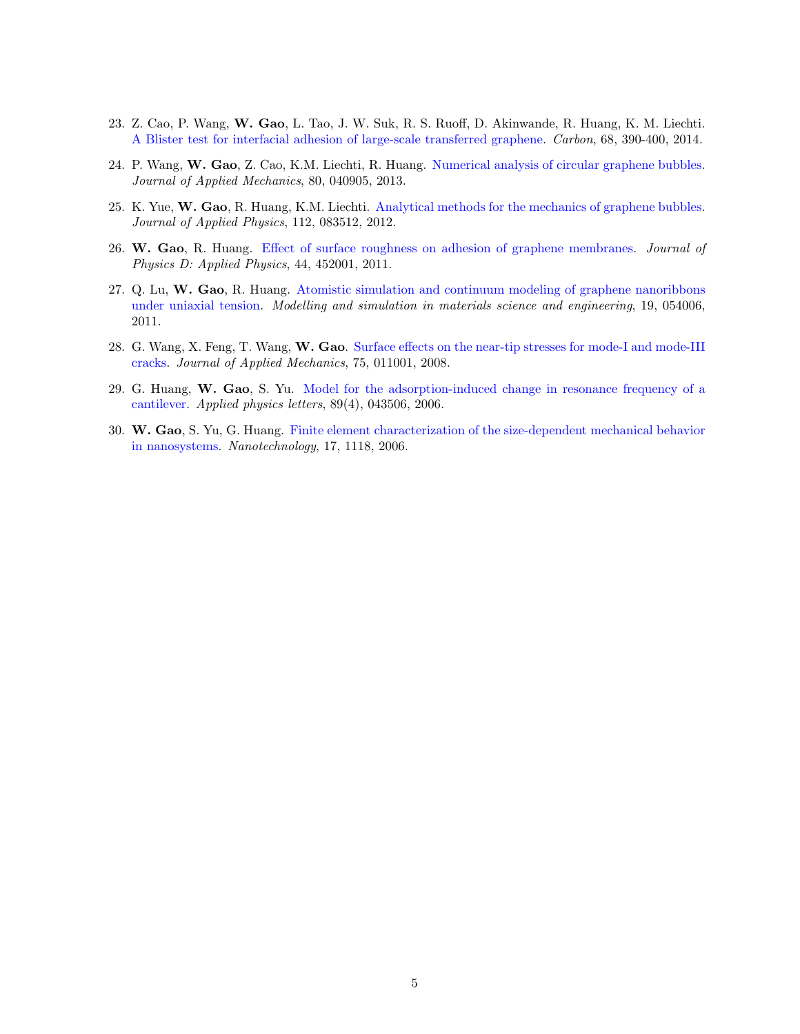23. Z. Cao, P. Wang, **W. Gao**, L. Tao, J. W. Suk, R. S. Ruoff, D. Akinwande, R. Huang, K. M. Liechti. A Blister test for interfacial adhesion of large-scale transferred graphene. *Carbon*, 68, 390-400, 2014.

24. P. Wang, **W. Gao**, Z. Cao, K.M. Liechti, R. Huang. Numerical analysis of circular graphene bubbles. *Journal of Applied Mechanics*, 80, 040905, 2013.

25. K. Yue, **W. Gao**, R. Huang, K.M. Liechti. Analytical methods for the mechanics of graphene bubbles. *Journal of Applied Physics*, 112, 083512, 2012.

26. **W. Gao**, R. Huang. Effect of surface roughness on adhesion of graphene membranes. *Journal of Physics D: Applied Physics*, 44, 452001, 2011.

27. Q. Lu, **W. Gao**, R. Huang. Atomistic simulation and continuum modeling of graphene nanoribbons under uniaxial tension. *Modelling and simulation in materials science and engineering*, 19, 054006, 2011.

28. G. Wang, X. Feng, T. Wang, **W. Gao**. Surface effects on the near-tip stresses for mode-I and mode-III cracks. *Journal of Applied Mechanics*, 75, 011001, 2008.

29. G. Huang, **W. Gao**, S. Yu. Model for the adsorption-induced change in resonance frequency of a cantilever. *Applied physics letters*, 89(4), 043506, 2006.

30. **W. Gao**, S. Yu, G. Huang. Finite element characterization of the size-dependent mechanical behavior in nanosystems. *Nanotechnology*, 17, 1118, 2006.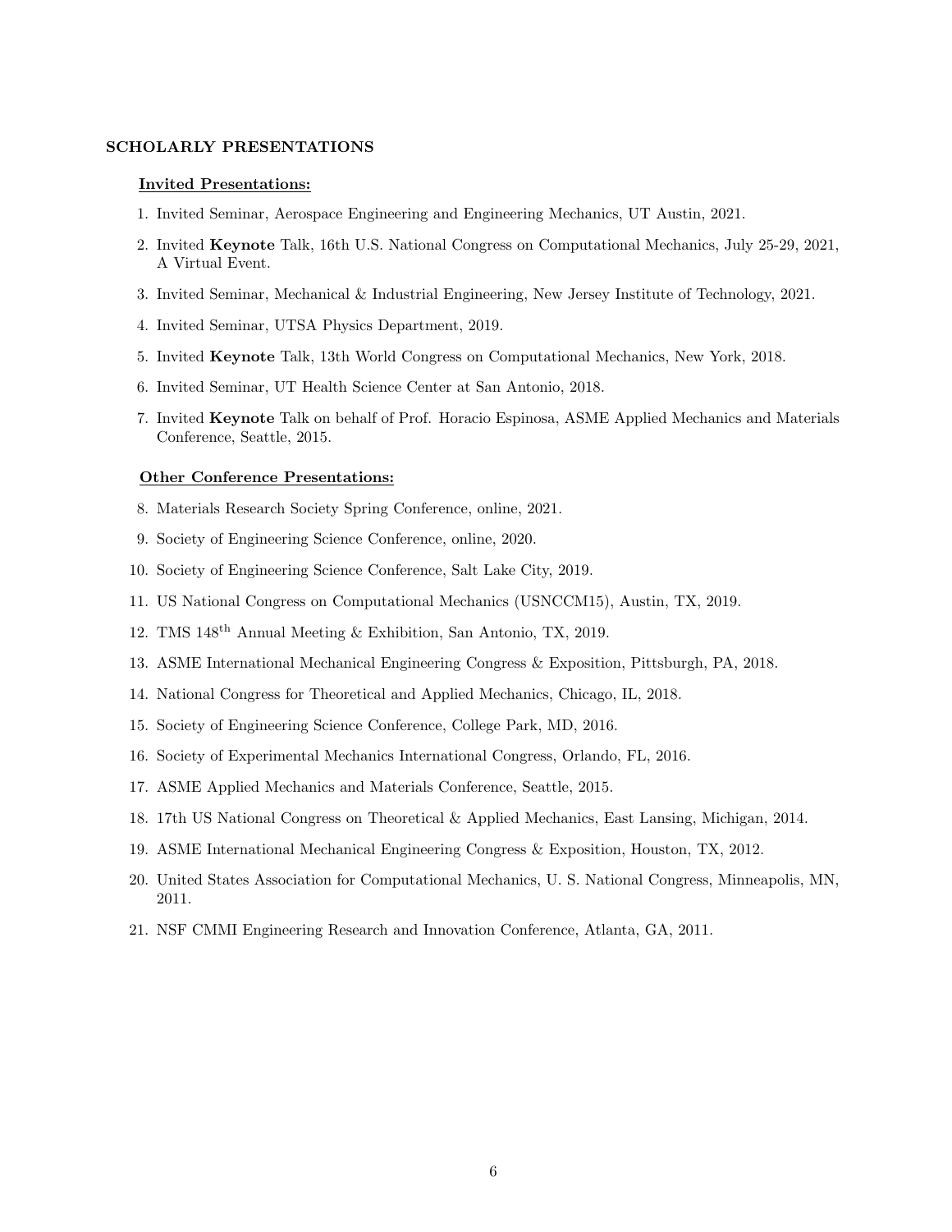## SCHOLARLY PRESENTATIONS

### Invited Presentations:

1. Invited Seminar, Aerospace Engineering and Engineering Mechanics, UT Austin, 2021.
2. Invited **Keynote** Talk, 16th U.S. National Congress on Computational Mechanics, July 25-29, 2021, A Virtual Event.
3. Invited Seminar, Mechanical & Industrial Engineering, New Jersey Institute of Technology, 2021.
4. Invited Seminar, UTSA Physics Department, 2019.
5. Invited **Keynote** Talk, 13th World Congress on Computational Mechanics, New York, 2018.
6. Invited Seminar, UT Health Science Center at San Antonio, 2018.
7. Invited **Keynote** Talk on behalf of Prof. Horacio Espinosa, ASME Applied Mechanics and Materials Conference, Seattle, 2015.

### Other Conference Presentations:

8. Materials Research Society Spring Conference, online, 2021.
9. Society of Engineering Science Conference, online, 2020.
10. Society of Engineering Science Conference, Salt Lake City, 2019.
11. US National Congress on Computational Mechanics (USNCCM15), Austin, TX, 2019.
12. TMS 148$^{th}$ Annual Meeting & Exhibition, San Antonio, TX, 2019.
13. ASME International Mechanical Engineering Congress & Exposition, Pittsburgh, PA, 2018.
14. National Congress for Theoretical and Applied Mechanics, Chicago, IL, 2018.
15. Society of Engineering Science Conference, College Park, MD, 2016.
16. Society of Experimental Mechanics International Congress, Orlando, FL, 2016.
17. ASME Applied Mechanics and Materials Conference, Seattle, 2015.
18. 17th US National Congress on Theoretical & Applied Mechanics, East Lansing, Michigan, 2014.
19. ASME International Mechanical Engineering Congress & Exposition, Houston, TX, 2012.
20. United States Association for Computational Mechanics, U. S. National Congress, Minneapolis, MN, 2011.
21. NSF CMMI Engineering Research and Innovation Conference, Atlanta, GA, 2011.